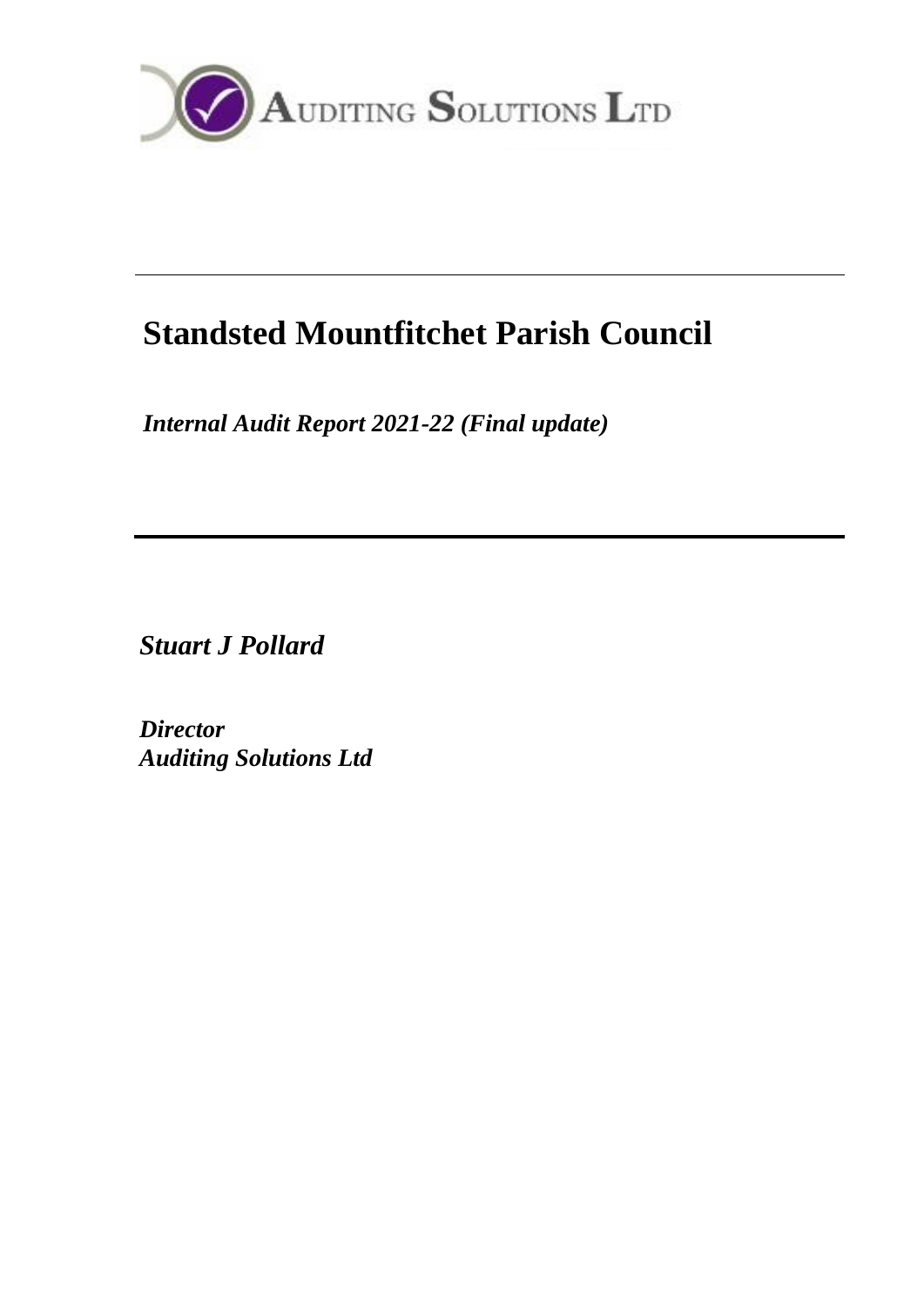AUDITING SOLUTIONS LTD

---

# Standsted Mountfitchet Parish Council

***Internal Audit Report 2021-22 (Final update)***

---

***Stuart J Pollard***

***Director***
***Auditing Solutions Ltd***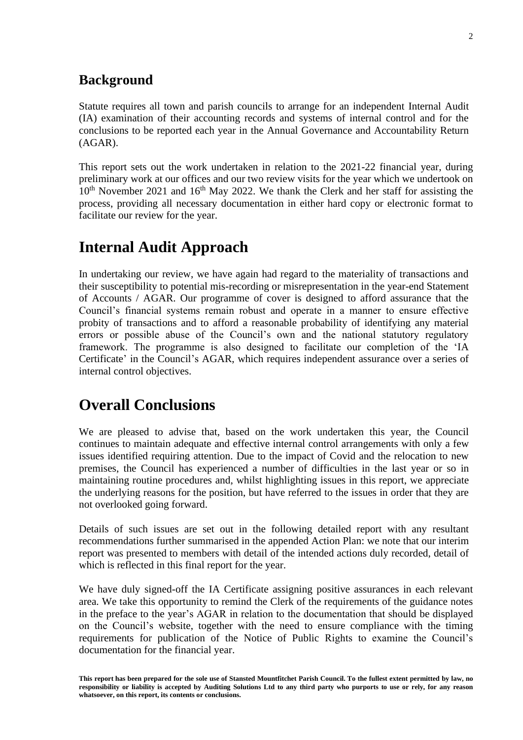## Background

Statute requires all town and parish councils to arrange for an independent Internal Audit (IA) examination of their accounting records and systems of internal control and for the conclusions to be reported each year in the Annual Governance and Accountability Return (AGAR).

This report sets out the work undertaken in relation to the 2021-22 financial year, during preliminary work at our offices and our two review visits for the year which we undertook on 10th November 2021 and 16th May 2022. We thank the Clerk and her staff for assisting the process, providing all necessary documentation in either hard copy or electronic format to facilitate our review for the year.

# Internal Audit Approach

In undertaking our review, we have again had regard to the materiality of transactions and their susceptibility to potential mis-recording or misrepresentation in the year-end Statement of Accounts / AGAR. Our programme of cover is designed to afford assurance that the Council's financial systems remain robust and operate in a manner to ensure effective probity of transactions and to afford a reasonable probability of identifying any material errors or possible abuse of the Council's own and the national statutory regulatory framework. The programme is also designed to facilitate our completion of the 'IA Certificate' in the Council's AGAR, which requires independent assurance over a series of internal control objectives.

# Overall Conclusions

We are pleased to advise that, based on the work undertaken this year, the Council continues to maintain adequate and effective internal control arrangements with only a few issues identified requiring attention. Due to the impact of Covid and the relocation to new premises, the Council has experienced a number of difficulties in the last year or so in maintaining routine procedures and, whilst highlighting issues in this report, we appreciate the underlying reasons for the position, but have referred to the issues in order that they are not overlooked going forward.

Details of such issues are set out in the following detailed report with any resultant recommendations further summarised in the appended Action Plan: we note that our interim report was presented to members with detail of the intended actions duly recorded, detail of which is reflected in this final report for the year.

We have duly signed-off the IA Certificate assigning positive assurances in each relevant area. We take this opportunity to remind the Clerk of the requirements of the guidance notes in the preface to the year's AGAR in relation to the documentation that should be displayed on the Council's website, together with the need to ensure compliance with the timing requirements for publication of the Notice of Public Rights to examine the Council's documentation for the financial year.

**This report has been prepared for the sole use of Stansted Mountfitchet Parish Council. To the fullest extent permitted by law, no responsibility or liability is accepted by Auditing Solutions Ltd to any third party who purports to use or rely, for any reason whatsoever, on this report, its contents or conclusions.**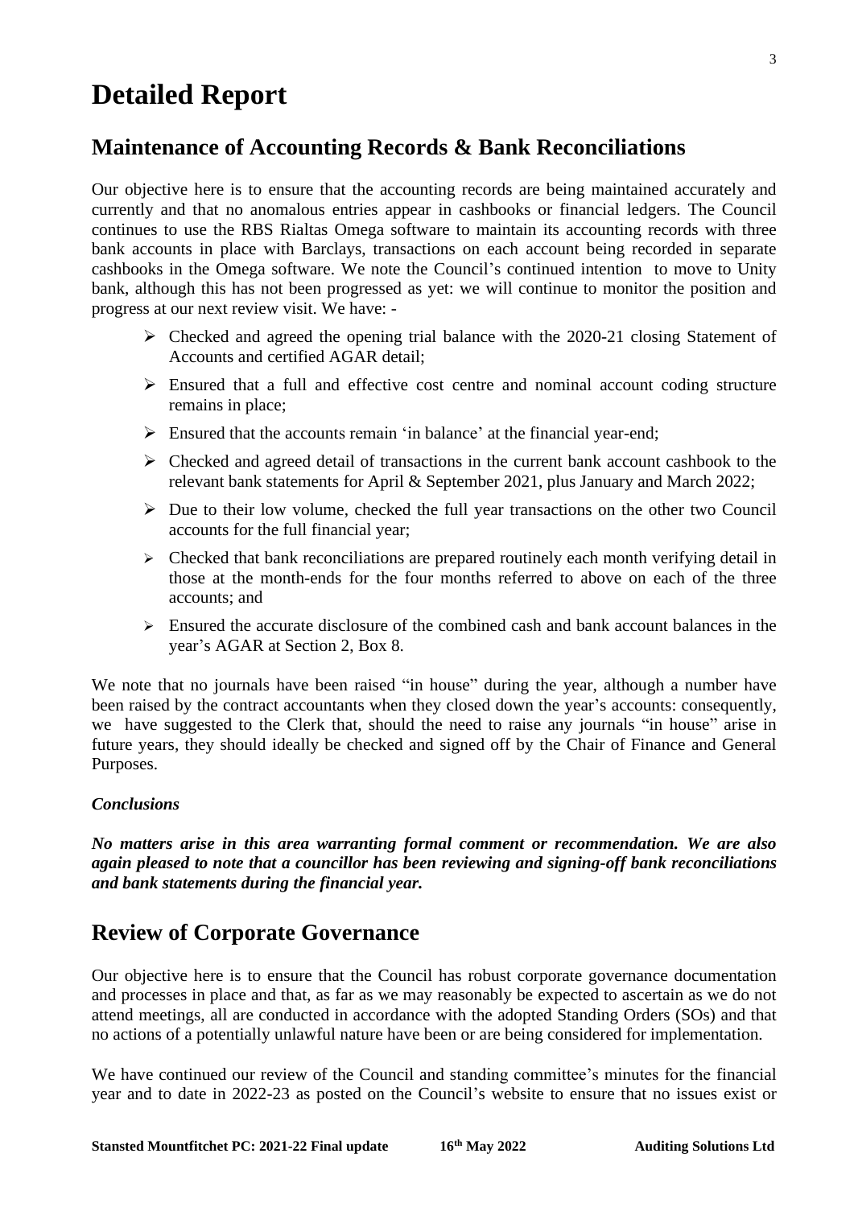# Detailed Report

## Maintenance of Accounting Records & Bank Reconciliations

Our objective here is to ensure that the accounting records are being maintained accurately and currently and that no anomalous entries appear in cashbooks or financial ledgers. The Council continues to use the RBS Rialtas Omega software to maintain its accounting records with three bank accounts in place with Barclays, transactions on each account being recorded in separate cashbooks in the Omega software. We note the Council's continued intention to move to Unity bank, although this has not been progressed as yet: we will continue to monitor the position and progress at our next review visit. We have: -

- Checked and agreed the opening trial balance with the 2020-21 closing Statement of Accounts and certified AGAR detail;
- Ensured that a full and effective cost centre and nominal account coding structure remains in place;
- Ensured that the accounts remain 'in balance' at the financial year-end;
- Checked and agreed detail of transactions in the current bank account cashbook to the relevant bank statements for April & September 2021, plus January and March 2022;
- Due to their low volume, checked the full year transactions on the other two Council accounts for the full financial year;
- Checked that bank reconciliations are prepared routinely each month verifying detail in those at the month-ends for the four months referred to above on each of the three accounts; and
- Ensured the accurate disclosure of the combined cash and bank account balances in the year's AGAR at Section 2, Box 8.

We note that no journals have been raised "in house" during the year, although a number have been raised by the contract accountants when they closed down the year's accounts: consequently, we have suggested to the Clerk that, should the need to raise any journals "in house" arise in future years, they should ideally be checked and signed off by the Chair of Finance and General Purposes.

### *Conclusions*

***No matters arise in this area warranting formal comment or recommendation. We are also again pleased to note that a councillor has been reviewing and signing-off bank reconciliations and bank statements during the financial year.***

## Review of Corporate Governance

Our objective here is to ensure that the Council has robust corporate governance documentation and processes in place and that, as far as we may reasonably be expected to ascertain as we do not attend meetings, all are conducted in accordance with the adopted Standing Orders (SOs) and that no actions of a potentially unlawful nature have been or are being considered for implementation.

We have continued our review of the Council and standing committee's minutes for the financial year and to date in 2022-23 as posted on the Council's website to ensure that no issues exist or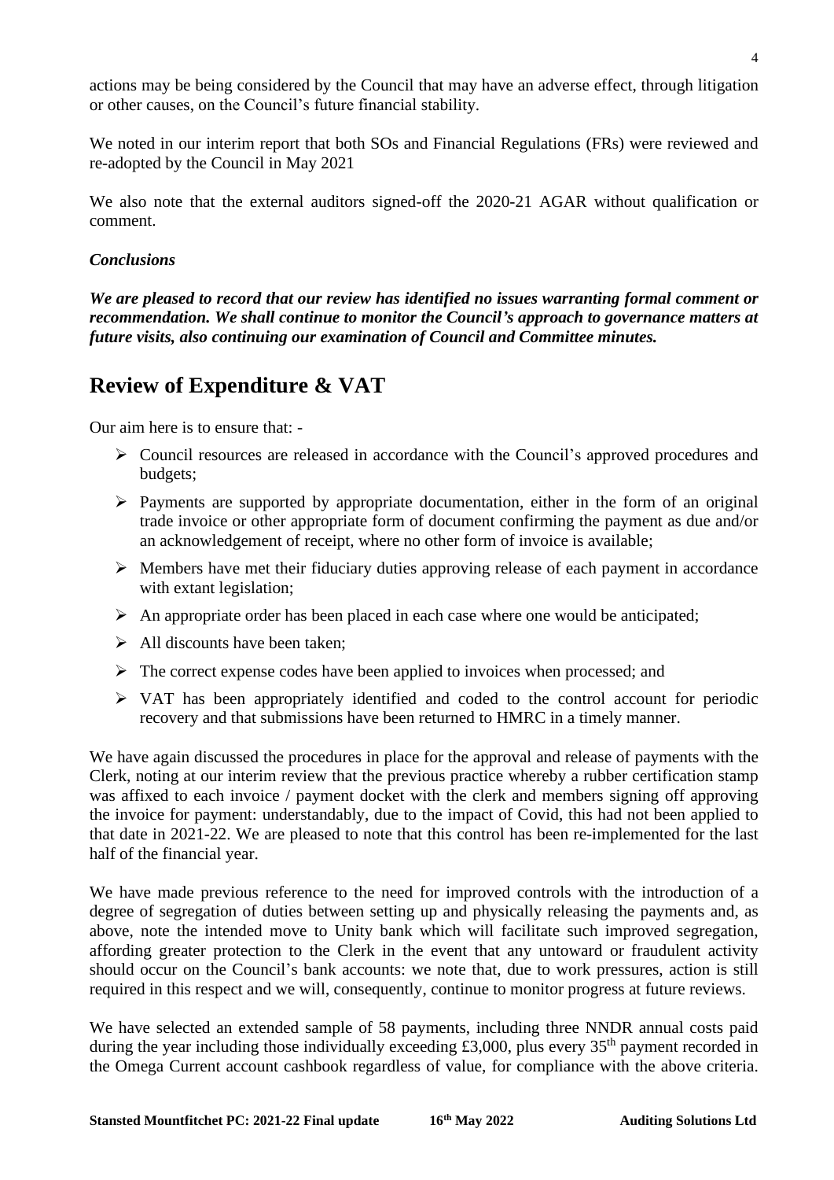actions may be being considered by the Council that may have an adverse effect, through litigation or other causes, on the Council's future financial stability.

We noted in our interim report that both SOs and Financial Regulations (FRs) were reviewed and re-adopted by the Council in May 2021

We also note that the external auditors signed-off the 2020-21 AGAR without qualification or comment.

***Conclusions***

***We are pleased to record that our review has identified no issues warranting formal comment or recommendation. We shall continue to monitor the Council's approach to governance matters at future visits, also continuing our examination of Council and Committee minutes.***

## Review of Expenditure & VAT

Our aim here is to ensure that: -

- Council resources are released in accordance with the Council's approved procedures and budgets;
- Payments are supported by appropriate documentation, either in the form of an original trade invoice or other appropriate form of document confirming the payment as due and/or an acknowledgement of receipt, where no other form of invoice is available;
- Members have met their fiduciary duties approving release of each payment in accordance with extant legislation;
- An appropriate order has been placed in each case where one would be anticipated;
- All discounts have been taken;
- The correct expense codes have been applied to invoices when processed; and
- VAT has been appropriately identified and coded to the control account for periodic recovery and that submissions have been returned to HMRC in a timely manner.

We have again discussed the procedures in place for the approval and release of payments with the Clerk, noting at our interim review that the previous practice whereby a rubber certification stamp was affixed to each invoice / payment docket with the clerk and members signing off approving the invoice for payment: understandably, due to the impact of Covid, this had not been applied to that date in 2021-22. We are pleased to note that this control has been re-implemented for the last half of the financial year.

We have made previous reference to the need for improved controls with the introduction of a degree of segregation of duties between setting up and physically releasing the payments and, as above, note the intended move to Unity bank which will facilitate such improved segregation, affording greater protection to the Clerk in the event that any untoward or fraudulent activity should occur on the Council's bank accounts: we note that, due to work pressures, action is still required in this respect and we will, consequently, continue to monitor progress at future reviews.

We have selected an extended sample of 58 payments, including three NNDR annual costs paid during the year including those individually exceeding £3,000, plus every 35th payment recorded in the Omega Current account cashbook regardless of value, for compliance with the above criteria.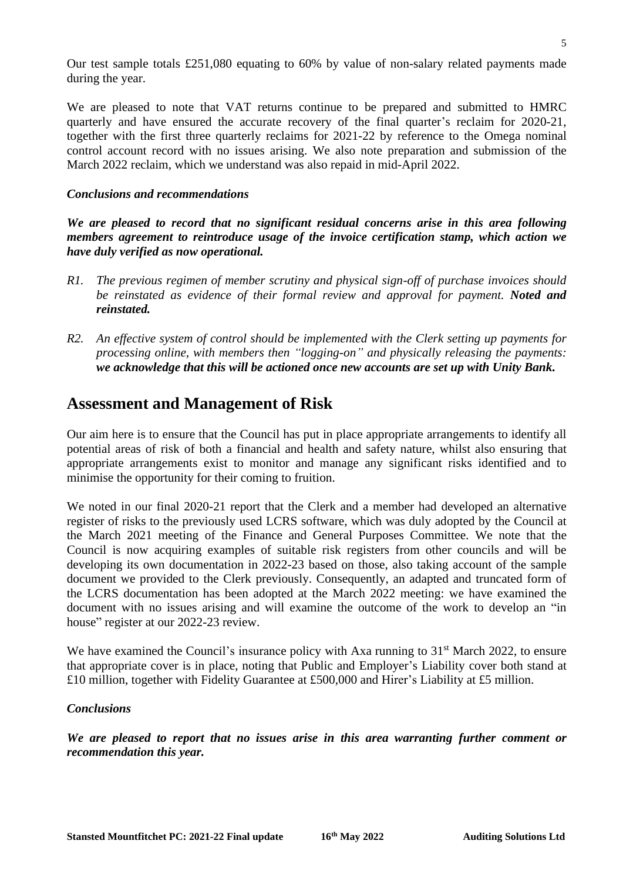Our test sample totals £251,080 equating to 60% by value of non-salary related payments made during the year.

We are pleased to note that VAT returns continue to be prepared and submitted to HMRC quarterly and have ensured the accurate recovery of the final quarter's reclaim for 2020-21, together with the first three quarterly reclaims for 2021-22 by reference to the Omega nominal control account record with no issues arising. We also note preparation and submission of the March 2022 reclaim, which we understand was also repaid in mid-April 2022.

***Conclusions and recommendations***

***We are pleased to record that no significant residual concerns arise in this area following members agreement to reintroduce usage of the invoice certification stamp, which action we have duly verified as now operational.***

*R1. The previous regimen of member scrutiny and physical sign-off of purchase invoices should be reinstated as evidence of their formal review and approval for payment.* ***Noted and reinstated.***

*R2. An effective system of control should be implemented with the Clerk setting up payments for processing online, with members then "logging-on" and physically releasing the payments:* ***we acknowledge that this will be actioned once new accounts are set up with Unity Bank.***

## Assessment and Management of Risk

Our aim here is to ensure that the Council has put in place appropriate arrangements to identify all potential areas of risk of both a financial and health and safety nature, whilst also ensuring that appropriate arrangements exist to monitor and manage any significant risks identified and to minimise the opportunity for their coming to fruition.

We noted in our final 2020-21 report that the Clerk and a member had developed an alternative register of risks to the previously used LCRS software, which was duly adopted by the Council at the March 2021 meeting of the Finance and General Purposes Committee. We note that the Council is now acquiring examples of suitable risk registers from other councils and will be developing its own documentation in 2022-23 based on those, also taking account of the sample document we provided to the Clerk previously. Consequently, an adapted and truncated form of the LCRS documentation has been adopted at the March 2022 meeting: we have examined the document with no issues arising and will examine the outcome of the work to develop an "in house" register at our 2022-23 review.

We have examined the Council's insurance policy with Axa running to 31st March 2022, to ensure that appropriate cover is in place, noting that Public and Employer's Liability cover both stand at £10 million, together with Fidelity Guarantee at £500,000 and Hirer's Liability at £5 million.

***Conclusions***

***We are pleased to report that no issues arise in this area warranting further comment or recommendation this year.***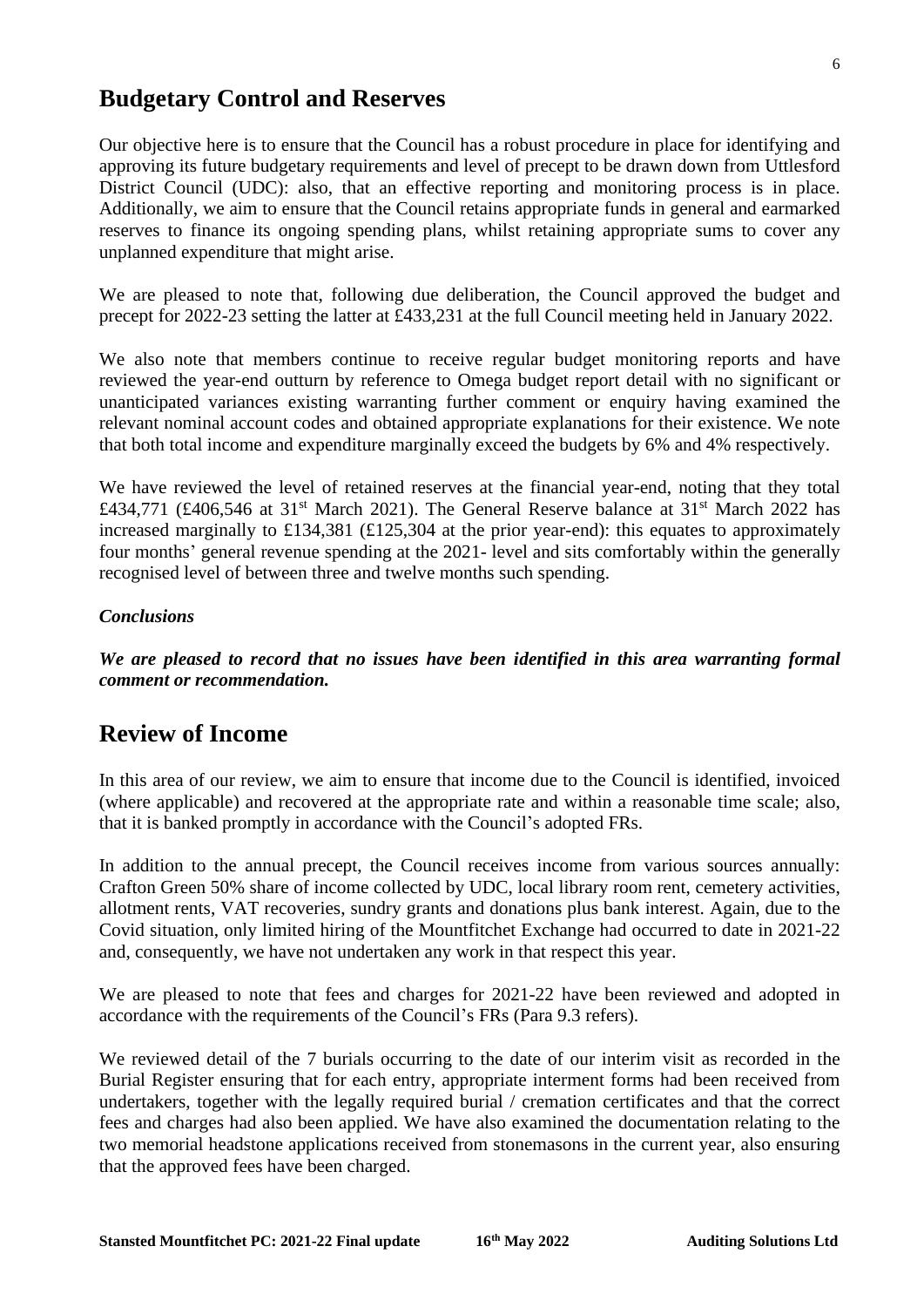## Budgetary Control and Reserves

Our objective here is to ensure that the Council has a robust procedure in place for identifying and approving its future budgetary requirements and level of precept to be drawn down from Uttlesford District Council (UDC): also, that an effective reporting and monitoring process is in place. Additionally, we aim to ensure that the Council retains appropriate funds in general and earmarked reserves to finance its ongoing spending plans, whilst retaining appropriate sums to cover any unplanned expenditure that might arise.

We are pleased to note that, following due deliberation, the Council approved the budget and precept for 2022-23 setting the latter at £433,231 at the full Council meeting held in January 2022.

We also note that members continue to receive regular budget monitoring reports and have reviewed the year-end outturn by reference to Omega budget report detail with no significant or unanticipated variances existing warranting further comment or enquiry having examined the relevant nominal account codes and obtained appropriate explanations for their existence. We note that both total income and expenditure marginally exceed the budgets by 6% and 4% respectively.

We have reviewed the level of retained reserves at the financial year-end, noting that they total £434,771 (£406,546 at 31st March 2021). The General Reserve balance at 31st March 2022 has increased marginally to £134,381 (£125,304 at the prior year-end): this equates to approximately four months' general revenue spending at the 2021- level and sits comfortably within the generally recognised level of between three and twelve months such spending.

### *Conclusions*

***We are pleased to record that no issues have been identified in this area warranting formal comment or recommendation.***

## Review of Income

In this area of our review, we aim to ensure that income due to the Council is identified, invoiced (where applicable) and recovered at the appropriate rate and within a reasonable time scale; also, that it is banked promptly in accordance with the Council's adopted FRs.

In addition to the annual precept, the Council receives income from various sources annually: Crafton Green 50% share of income collected by UDC, local library room rent, cemetery activities, allotment rents, VAT recoveries, sundry grants and donations plus bank interest. Again, due to the Covid situation, only limited hiring of the Mountfitchet Exchange had occurred to date in 2021-22 and, consequently, we have not undertaken any work in that respect this year.

We are pleased to note that fees and charges for 2021-22 have been reviewed and adopted in accordance with the requirements of the Council's FRs (Para 9.3 refers).

We reviewed detail of the 7 burials occurring to the date of our interim visit as recorded in the Burial Register ensuring that for each entry, appropriate interment forms had been received from undertakers, together with the legally required burial / cremation certificates and that the correct fees and charges had also been applied. We have also examined the documentation relating to the two memorial headstone applications received from stonemasons in the current year, also ensuring that the approved fees have been charged.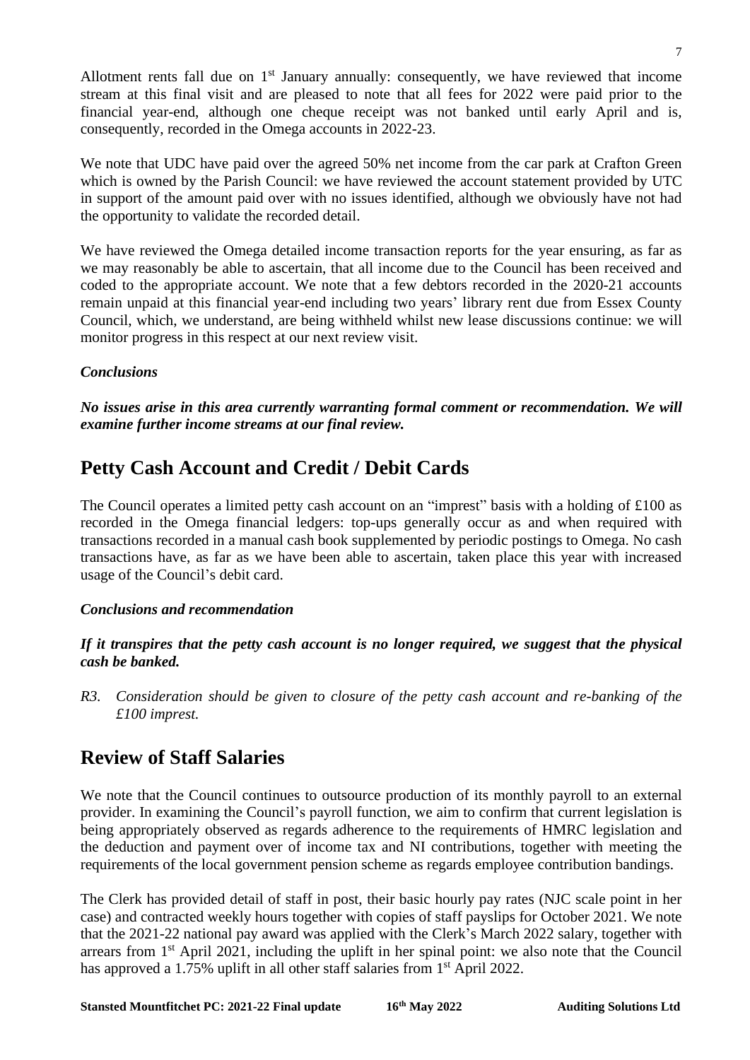Allotment rents fall due on 1st January annually: consequently, we have reviewed that income stream at this final visit and are pleased to note that all fees for 2022 were paid prior to the financial year-end, although one cheque receipt was not banked until early April and is, consequently, recorded in the Omega accounts in 2022-23.

We note that UDC have paid over the agreed 50% net income from the car park at Crafton Green which is owned by the Parish Council: we have reviewed the account statement provided by UTC in support of the amount paid over with no issues identified, although we obviously have not had the opportunity to validate the recorded detail.

We have reviewed the Omega detailed income transaction reports for the year ensuring, as far as we may reasonably be able to ascertain, that all income due to the Council has been received and coded to the appropriate account. We note that a few debtors recorded in the 2020-21 accounts remain unpaid at this financial year-end including two years' library rent due from Essex County Council, which, we understand, are being withheld whilst new lease discussions continue: we will monitor progress in this respect at our next review visit.

### *Conclusions*

***No issues arise in this area currently warranting formal comment or recommendation. We will examine further income streams at our final review.***

## Petty Cash Account and Credit / Debit Cards

The Council operates a limited petty cash account on an "imprest" basis with a holding of £100 as recorded in the Omega financial ledgers: top-ups generally occur as and when required with transactions recorded in a manual cash book supplemented by periodic postings to Omega. No cash transactions have, as far as we have been able to ascertain, taken place this year with increased usage of the Council's debit card.

### *Conclusions and recommendation*

***If it transpires that the petty cash account is no longer required, we suggest that the physical cash be banked.***

*R3. Consideration should be given to closure of the petty cash account and re-banking of the £100 imprest.*

## Review of Staff Salaries

We note that the Council continues to outsource production of its monthly payroll to an external provider. In examining the Council's payroll function, we aim to confirm that current legislation is being appropriately observed as regards adherence to the requirements of HMRC legislation and the deduction and payment over of income tax and NI contributions, together with meeting the requirements of the local government pension scheme as regards employee contribution bandings.

The Clerk has provided detail of staff in post, their basic hourly pay rates (NJC scale point in her case) and contracted weekly hours together with copies of staff payslips for October 2021. We note that the 2021-22 national pay award was applied with the Clerk's March 2022 salary, together with arrears from 1st April 2021, including the uplift in her spinal point: we also note that the Council has approved a 1.75% uplift in all other staff salaries from 1st April 2022.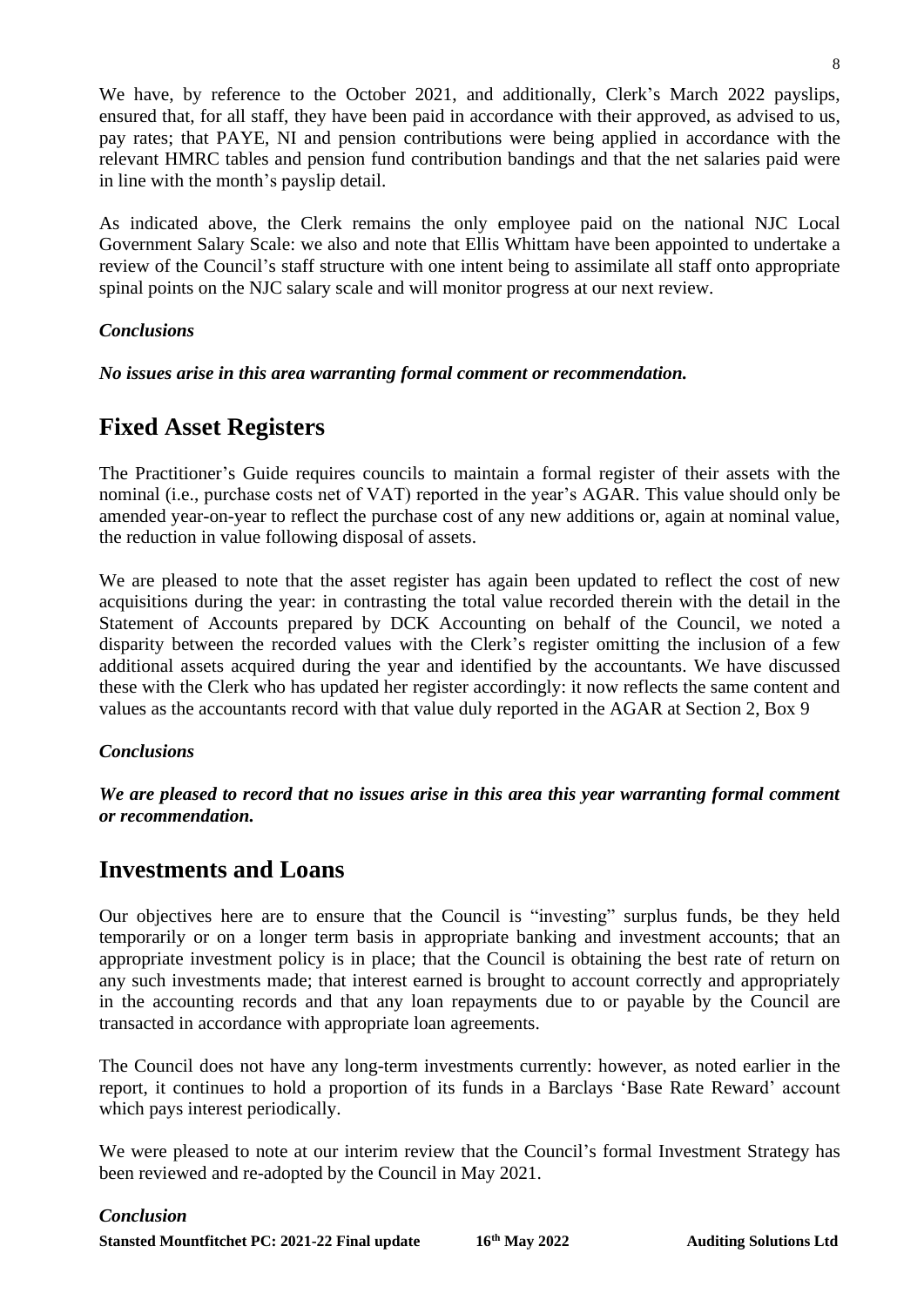We have, by reference to the October 2021, and additionally, Clerk's March 2022 payslips, ensured that, for all staff, they have been paid in accordance with their approved, as advised to us, pay rates; that PAYE, NI and pension contributions were being applied in accordance with the relevant HMRC tables and pension fund contribution bandings and that the net salaries paid were in line with the month's payslip detail.

As indicated above, the Clerk remains the only employee paid on the national NJC Local Government Salary Scale: we also and note that Ellis Whittam have been appointed to undertake a review of the Council's staff structure with one intent being to assimilate all staff onto appropriate spinal points on the NJC salary scale and will monitor progress at our next review.

***Conclusions***

***No issues arise in this area warranting formal comment or recommendation.***

## Fixed Asset Registers

The Practitioner's Guide requires councils to maintain a formal register of their assets with the nominal (i.e., purchase costs net of VAT) reported in the year's AGAR. This value should only be amended year-on-year to reflect the purchase cost of any new additions or, again at nominal value, the reduction in value following disposal of assets.

We are pleased to note that the asset register has again been updated to reflect the cost of new acquisitions during the year: in contrasting the total value recorded therein with the detail in the Statement of Accounts prepared by DCK Accounting on behalf of the Council, we noted a disparity between the recorded values with the Clerk's register omitting the inclusion of a few additional assets acquired during the year and identified by the accountants. We have discussed these with the Clerk who has updated her register accordingly: it now reflects the same content and values as the accountants record with that value duly reported in the AGAR at Section 2, Box 9

***Conclusions***

***We are pleased to record that no issues arise in this area this year warranting formal comment or recommendation.***

## Investments and Loans

Our objectives here are to ensure that the Council is "investing" surplus funds, be they held temporarily or on a longer term basis in appropriate banking and investment accounts; that an appropriate investment policy is in place; that the Council is obtaining the best rate of return on any such investments made; that interest earned is brought to account correctly and appropriately in the accounting records and that any loan repayments due to or payable by the Council are transacted in accordance with appropriate loan agreements.

The Council does not have any long-term investments currently: however, as noted earlier in the report, it continues to hold a proportion of its funds in a Barclays 'Base Rate Reward' account which pays interest periodically.

We were pleased to note at our interim review that the Council's formal Investment Strategy has been reviewed and re-adopted by the Council in May 2021.

***Conclusion***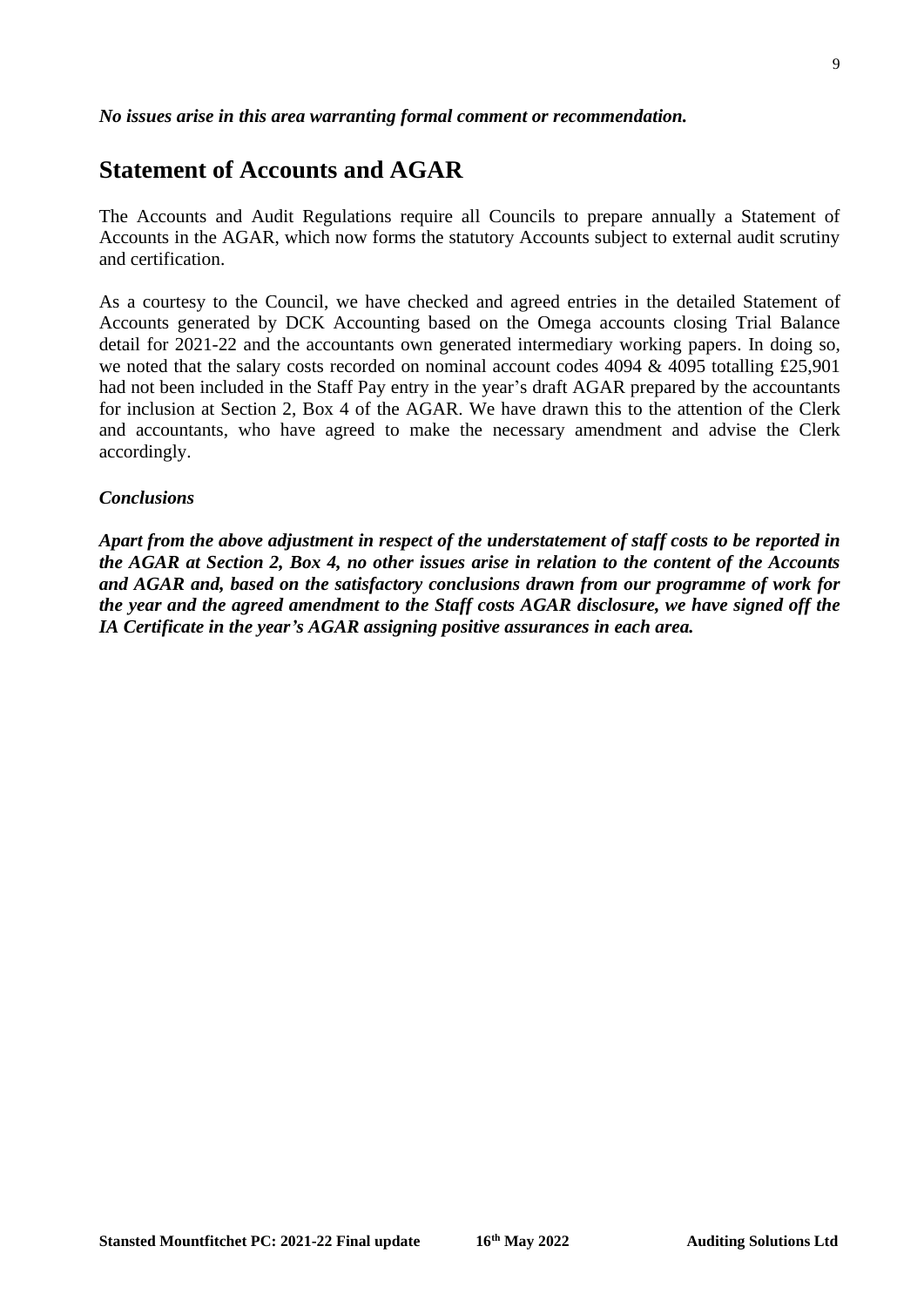***No issues arise in this area warranting formal comment or recommendation.***

## Statement of Accounts and AGAR

The Accounts and Audit Regulations require all Councils to prepare annually a Statement of Accounts in the AGAR, which now forms the statutory Accounts subject to external audit scrutiny and certification.

As a courtesy to the Council, we have checked and agreed entries in the detailed Statement of Accounts generated by DCK Accounting based on the Omega accounts closing Trial Balance detail for 2021-22 and the accountants own generated intermediary working papers. In doing so, we noted that the salary costs recorded on nominal account codes 4094 & 4095 totalling £25,901 had not been included in the Staff Pay entry in the year's draft AGAR prepared by the accountants for inclusion at Section 2, Box 4 of the AGAR. We have drawn this to the attention of the Clerk and accountants, who have agreed to make the necessary amendment and advise the Clerk accordingly.

### *Conclusions*

***Apart from the above adjustment in respect of the understatement of staff costs to be reported in the AGAR at Section 2, Box 4, no other issues arise in relation to the content of the Accounts and AGAR and, based on the satisfactory conclusions drawn from our programme of work for the year and the agreed amendment to the Staff costs AGAR disclosure, we have signed off the IA Certificate in the year's AGAR assigning positive assurances in each area.***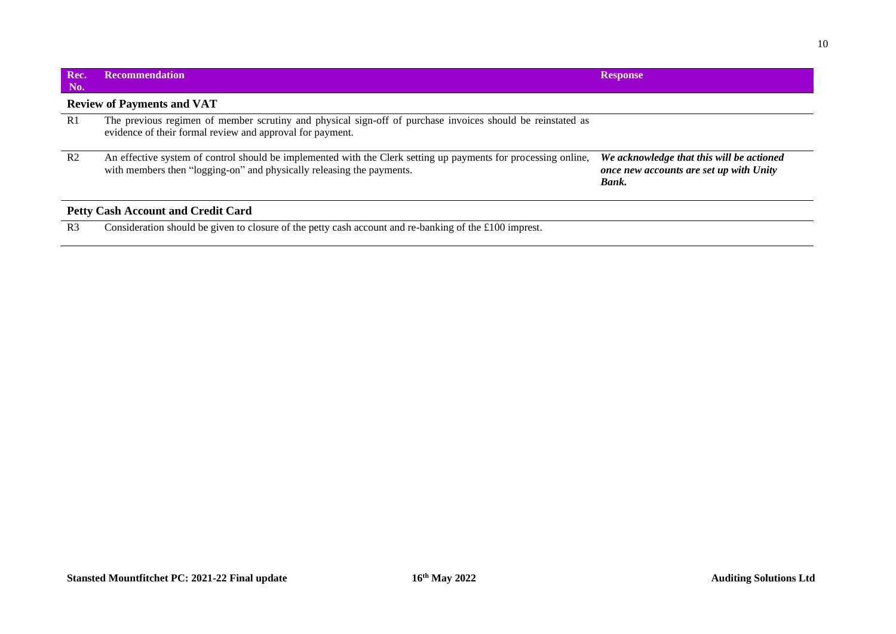| Rec. No. | Recommendation | Response |
|---|---|---|
| **Review of Payments and VAT** | | |
| R1 | The previous regimen of member scrutiny and physical sign-off of purchase invoices should be reinstated as evidence of their formal review and approval for payment. | |
| R2 | An effective system of control should be implemented with the Clerk setting up payments for processing online, with members then "logging-on" and physically releasing the payments. | ***We acknowledge that this will be actioned once new accounts are set up with Unity Bank.*** |
| **Petty Cash Account and Credit Card** | | |
| R3 | Consideration should be given to closure of the petty cash account and re-banking of the £100 imprest. | |